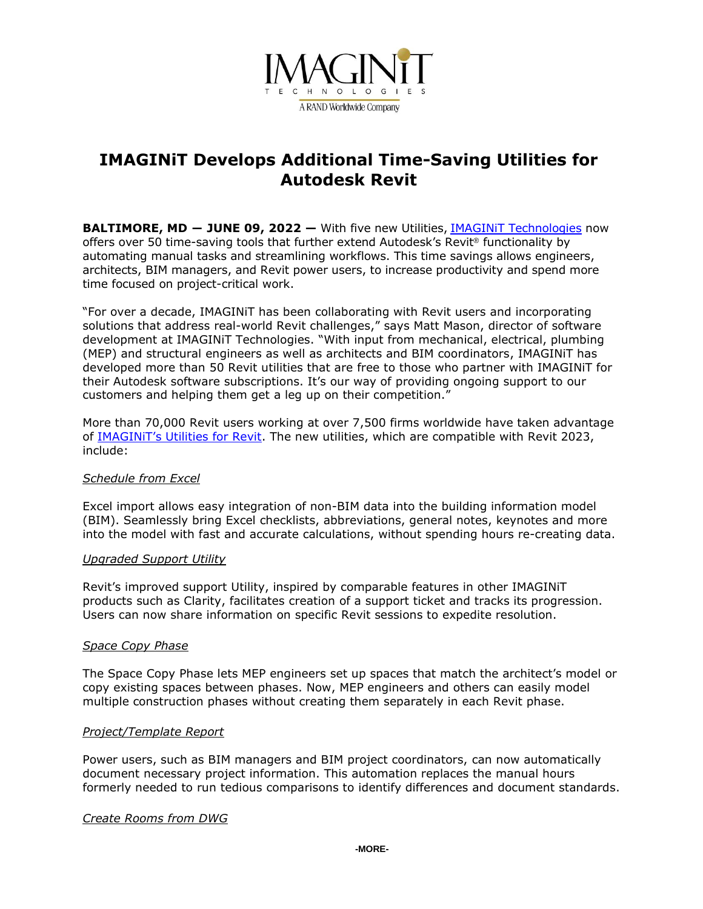IMAGINiT

TECHNOLOGIES

A RAND Worldwide Company

# IMAGINiT Develops Additional Time-Saving Utilities for Autodesk Revit

**BALTIMORE, MD — JUNE 09, 2022 —** With five new Utilities, [IMAGINiT Technologies]() now offers over 50 time-saving tools that further extend Autodesk's Revit® functionality by automating manual tasks and streamlining workflows. This time savings allows engineers, architects, BIM managers, and Revit power users, to increase productivity and spend more time focused on project-critical work.

"For over a decade, IMAGINiT has been collaborating with Revit users and incorporating solutions that address real-world Revit challenges," says Matt Mason, director of software development at IMAGINiT Technologies. "With input from mechanical, electrical, plumbing (MEP) and structural engineers as well as architects and BIM coordinators, IMAGINiT has developed more than 50 Revit utilities that are free to those who partner with IMAGINiT for their Autodesk software subscriptions. It's our way of providing ongoing support to our customers and helping them get a leg up on their competition."

More than 70,000 Revit users working at over 7,500 firms worldwide have taken advantage of [IMAGINiT's Utilities for Revit](). The new utilities, which are compatible with Revit 2023, include:

*Schedule from Excel*

Excel import allows easy integration of non-BIM data into the building information model (BIM). Seamlessly bring Excel checklists, abbreviations, general notes, keynotes and more into the model with fast and accurate calculations, without spending hours re-creating data.

*Upgraded Support Utility*

Revit's improved support Utility, inspired by comparable features in other IMAGINiT products such as Clarity, facilitates creation of a support ticket and tracks its progression. Users can now share information on specific Revit sessions to expedite resolution.

*Space Copy Phase*

The Space Copy Phase lets MEP engineers set up spaces that match the architect's model or copy existing spaces between phases. Now, MEP engineers and others can easily model multiple construction phases without creating them separately in each Revit phase.

*Project/Template Report*

Power users, such as BIM managers and BIM project coordinators, can now automatically document necessary project information. This automation replaces the manual hours formerly needed to run tedious comparisons to identify differences and document standards.

*Create Rooms from DWG*

-MORE-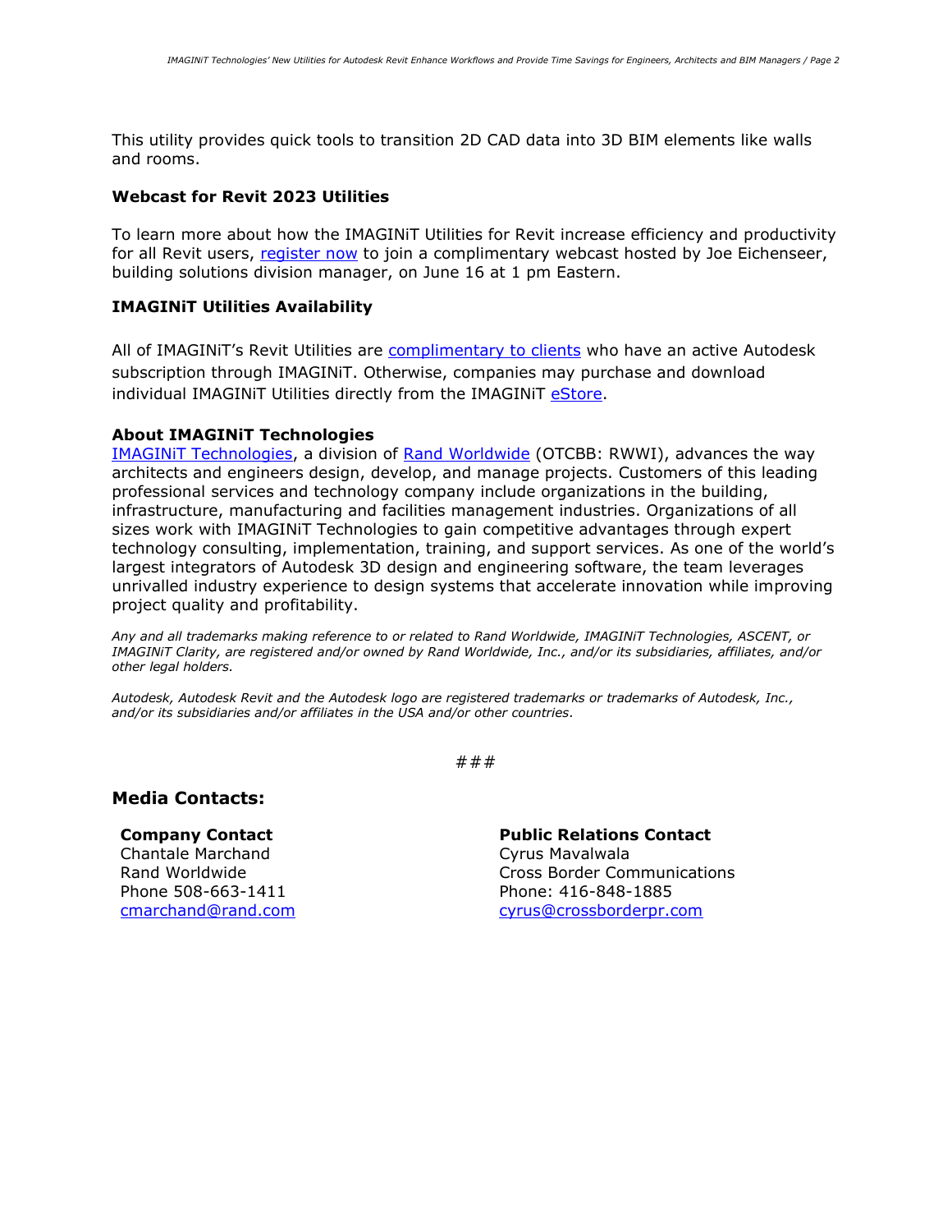This utility provides quick tools to transition 2D CAD data into 3D BIM elements like walls and rooms.

**Webcast for Revit 2023 Utilities**

To learn more about how the IMAGINiT Utilities for Revit increase efficiency and productivity for all Revit users, register now to join a complimentary webcast hosted by Joe Eichenseer, building solutions division manager, on June 16 at 1 pm Eastern.

**IMAGINiT Utilities Availability**

All of IMAGINiT's Revit Utilities are complimentary to clients who have an active Autodesk subscription through IMAGINiT. Otherwise, companies may purchase and download individual IMAGINiT Utilities directly from the IMAGINiT eStore.

**About IMAGINiT Technologies**

IMAGINiT Technologies, a division of Rand Worldwide (OTCBB: RWWI), advances the way architects and engineers design, develop, and manage projects. Customers of this leading professional services and technology company include organizations in the building, infrastructure, manufacturing and facilities management industries. Organizations of all sizes work with IMAGINiT Technologies to gain competitive advantages through expert technology consulting, implementation, training, and support services. As one of the world's largest integrators of Autodesk 3D design and engineering software, the team leverages unrivalled industry experience to design systems that accelerate innovation while improving project quality and profitability.

*Any and all trademarks making reference to or related to Rand Worldwide, IMAGINiT Technologies, ASCENT, or IMAGINiT Clarity, are registered and/or owned by Rand Worldwide, Inc., and/or its subsidiaries, affiliates, and/or other legal holders.*

*Autodesk, Autodesk Revit and the Autodesk logo are registered trademarks or trademarks of Autodesk, Inc., and/or its subsidiaries and/or affiliates in the USA and/or other countries.*

###

## Media Contacts:

**Company Contact**
Chantale Marchand
Rand Worldwide
Phone 508-663-1411
cmarchand@rand.com

**Public Relations Contact**
Cyrus Mavalwala
Cross Border Communications
Phone: 416-848-1885
cyrus@crossborderpr.com